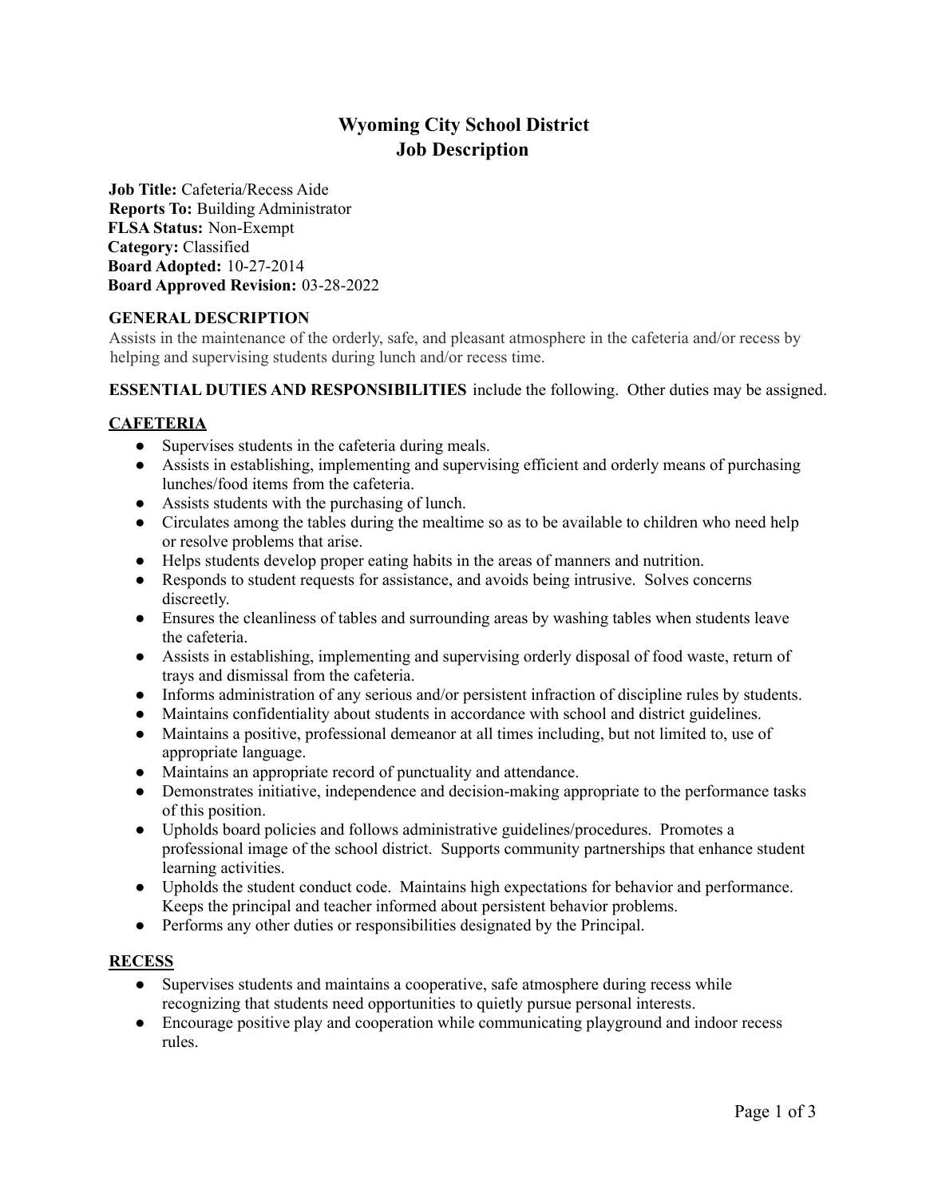# Wyoming City School District
# Job Description

**Job Title:** Cafeteria/Recess Aide
**Reports To:** Building Administrator
**FLSA Status:** Non-Exempt
**Category:** Classified
**Board Adopted:** 10-27-2014
**Board Approved Revision:** 03-28-2022

## GENERAL DESCRIPTION

Assists in the maintenance of the orderly, safe, and pleasant atmosphere in the cafeteria and/or recess by helping and supervising students during lunch and/or recess time.

**ESSENTIAL DUTIES AND RESPONSIBILITIES** include the following. Other duties may be assigned.

### CAFETERIA

- Supervises students in the cafeteria during meals.
- Assists in establishing, implementing and supervising efficient and orderly means of purchasing lunches/food items from the cafeteria.
- Assists students with the purchasing of lunch.
- Circulates among the tables during the mealtime so as to be available to children who need help or resolve problems that arise.
- Helps students develop proper eating habits in the areas of manners and nutrition.
- Responds to student requests for assistance, and avoids being intrusive. Solves concerns discreetly.
- Ensures the cleanliness of tables and surrounding areas by washing tables when students leave the cafeteria.
- Assists in establishing, implementing and supervising orderly disposal of food waste, return of trays and dismissal from the cafeteria.
- Informs administration of any serious and/or persistent infraction of discipline rules by students.
- Maintains confidentiality about students in accordance with school and district guidelines.
- Maintains a positive, professional demeanor at all times including, but not limited to, use of appropriate language.
- Maintains an appropriate record of punctuality and attendance.
- Demonstrates initiative, independence and decision-making appropriate to the performance tasks of this position.
- Upholds board policies and follows administrative guidelines/procedures. Promotes a professional image of the school district. Supports community partnerships that enhance student learning activities.
- Upholds the student conduct code. Maintains high expectations for behavior and performance. Keeps the principal and teacher informed about persistent behavior problems.
- Performs any other duties or responsibilities designated by the Principal.

### RECESS

- Supervises students and maintains a cooperative, safe atmosphere during recess while recognizing that students need opportunities to quietly pursue personal interests.
- Encourage positive play and cooperation while communicating playground and indoor recess rules.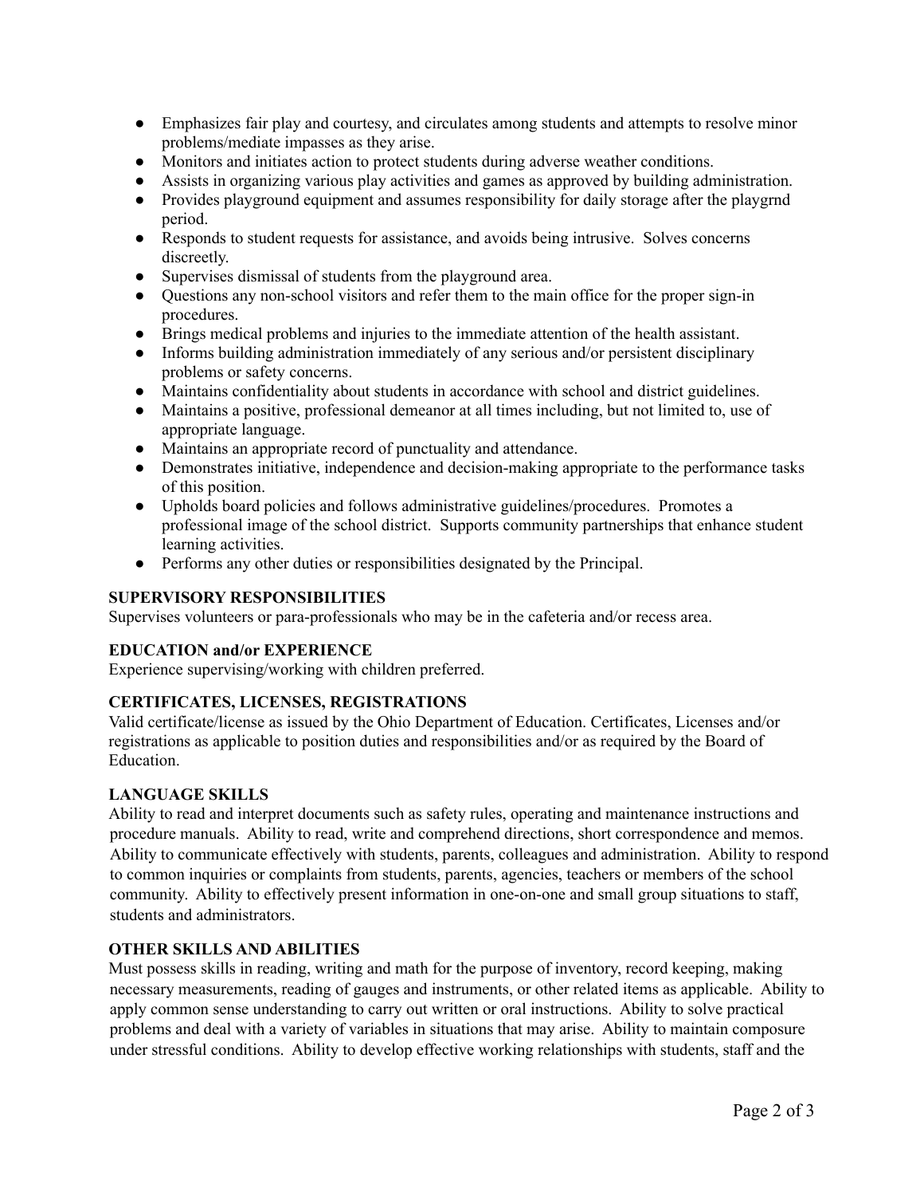- Emphasizes fair play and courtesy, and circulates among students and attempts to resolve minor problems/mediate impasses as they arise.
- Monitors and initiates action to protect students during adverse weather conditions.
- Assists in organizing various play activities and games as approved by building administration.
- Provides playground equipment and assumes responsibility for daily storage after the playgrnd period.
- Responds to student requests for assistance, and avoids being intrusive. Solves concerns discreetly.
- Supervises dismissal of students from the playground area.
- Questions any non-school visitors and refer them to the main office for the proper sign-in procedures.
- Brings medical problems and injuries to the immediate attention of the health assistant.
- Informs building administration immediately of any serious and/or persistent disciplinary problems or safety concerns.
- Maintains confidentiality about students in accordance with school and district guidelines.
- Maintains a positive, professional demeanor at all times including, but not limited to, use of appropriate language.
- Maintains an appropriate record of punctuality and attendance.
- Demonstrates initiative, independence and decision-making appropriate to the performance tasks of this position.
- Upholds board policies and follows administrative guidelines/procedures. Promotes a professional image of the school district. Supports community partnerships that enhance student learning activities.
- Performs any other duties or responsibilities designated by the Principal.

**SUPERVISORY RESPONSIBILITIES**

Supervises volunteers or para-professionals who may be in the cafeteria and/or recess area.

**EDUCATION and/or EXPERIENCE**

Experience supervising/working with children preferred.

**CERTIFICATES, LICENSES, REGISTRATIONS**

Valid certificate/license as issued by the Ohio Department of Education. Certificates, Licenses and/or registrations as applicable to position duties and responsibilities and/or as required by the Board of Education.

**LANGUAGE SKILLS**

Ability to read and interpret documents such as safety rules, operating and maintenance instructions and procedure manuals. Ability to read, write and comprehend directions, short correspondence and memos. Ability to communicate effectively with students, parents, colleagues and administration. Ability to respond to common inquiries or complaints from students, parents, agencies, teachers or members of the school community. Ability to effectively present information in one-on-one and small group situations to staff, students and administrators.

**OTHER SKILLS AND ABILITIES**

Must possess skills in reading, writing and math for the purpose of inventory, record keeping, making necessary measurements, reading of gauges and instruments, or other related items as applicable. Ability to apply common sense understanding to carry out written or oral instructions. Ability to solve practical problems and deal with a variety of variables in situations that may arise. Ability to maintain composure under stressful conditions. Ability to develop effective working relationships with students, staff and the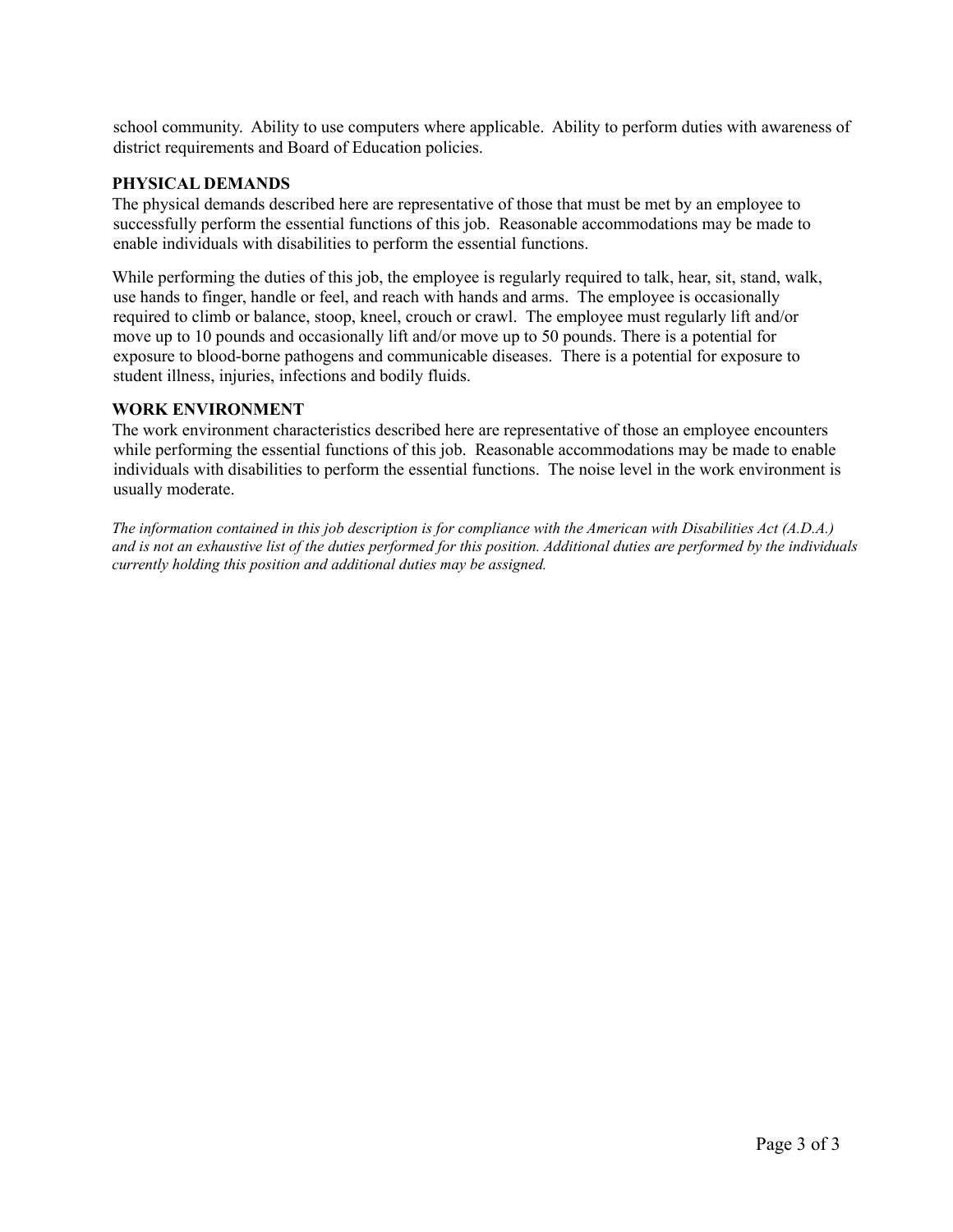school community.  Ability to use computers where applicable.  Ability to perform duties with awareness of district requirements and Board of Education policies.

**PHYSICAL DEMANDS**

The physical demands described here are representative of those that must be met by an employee to successfully perform the essential functions of this job.  Reasonable accommodations may be made to enable individuals with disabilities to perform the essential functions.

While performing the duties of this job, the employee is regularly required to talk, hear, sit, stand, walk, use hands to finger, handle or feel, and reach with hands and arms.  The employee is occasionally required to climb or balance, stoop, kneel, crouch or crawl.  The employee must regularly lift and/or move up to 10 pounds and occasionally lift and/or move up to 50 pounds. There is a potential for exposure to blood-borne pathogens and communicable diseases.  There is a potential for exposure to student illness, injuries, infections and bodily fluids.

**WORK ENVIRONMENT**

The work environment characteristics described here are representative of those an employee encounters while performing the essential functions of this job.  Reasonable accommodations may be made to enable individuals with disabilities to perform the essential functions.  The noise level in the work environment is usually moderate.

*The information contained in this job description is for compliance with the American with Disabilities Act (A.D.A.) and is not an exhaustive list of the duties performed for this position. Additional duties are performed by the individuals currently holding this position and additional duties may be assigned.*